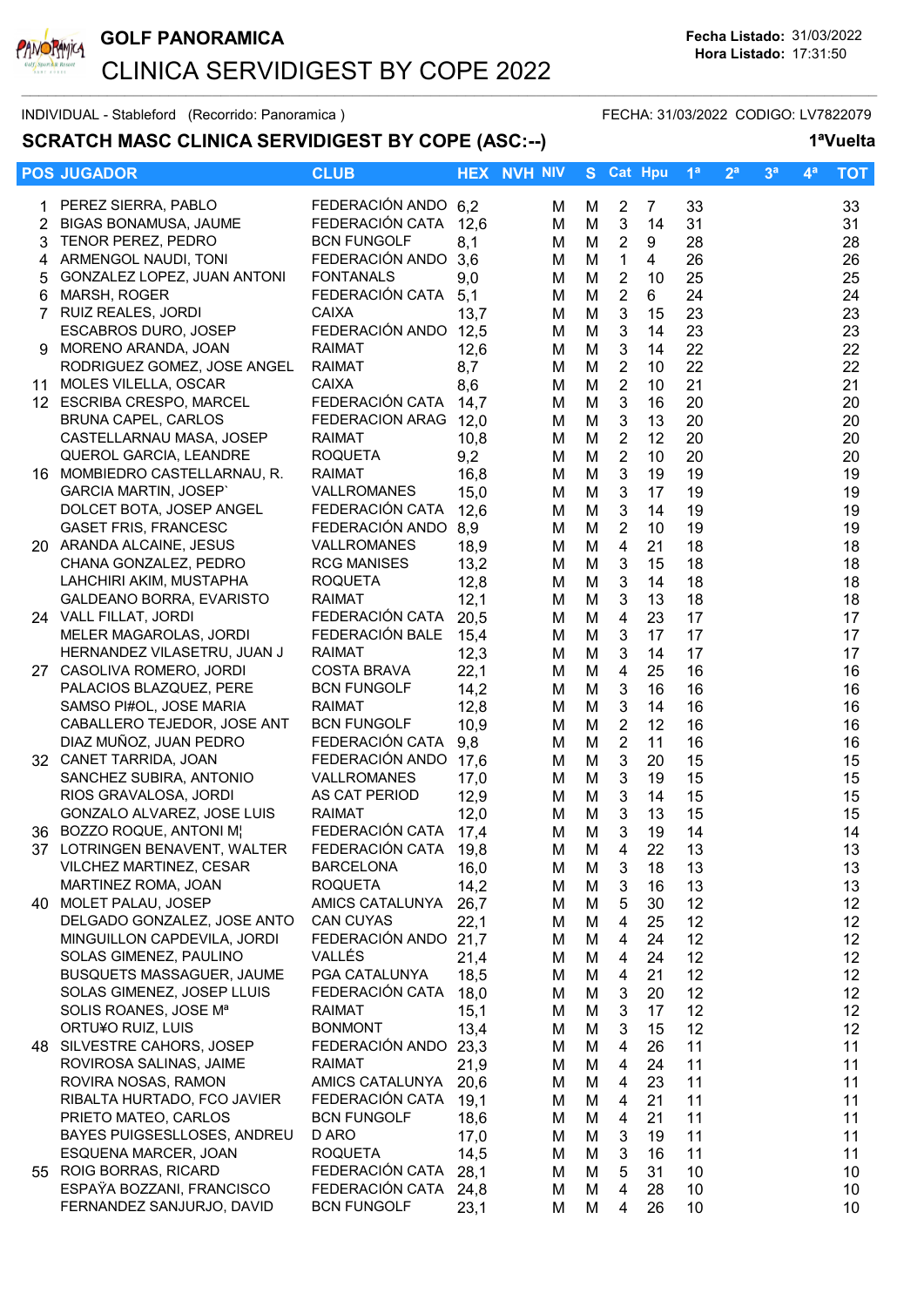# GOLF PANORAMICA

## CLINICA SERVIDIGEST BY COPE 2022

**Fecha Listado:** 31/03/2022
**Hora Listado:** 17:31:50

INDIVIDUAL - Stableford (Recorrido: Panoramica ) FECHA: 31/03/2022 CODIGO: LV7822079

### SCRATCH MASC CLINICA SERVIDIGEST BY COPE (ASC:--) 1ªVuelta

| POS | JUGADOR | CLUB | HEX | NVH | NIV | S | Cat | Hpu | 1ª | 2ª | 3ª | 4ª | TOT |
|---|---|---|---|---|---|---|---|---|---|---|---|---|---|
| 1 | PEREZ SIERRA, PABLO | FEDERACIÓN ANDO | 6,2 | | M | M | 2 | 7 | 33 | | | | 33 |
| 2 | BIGAS BONAMUSA, JAUME | FEDERACIÓN CATA | 12,6 | | M | M | 3 | 14 | 31 | | | | 31 |
| 3 | TENOR PEREZ, PEDRO | BCN FUNGOLF | 8,1 | | M | M | 2 | 9 | 28 | | | | 28 |
| 4 | ARMENGOL NAUDI, TONI | FEDERACIÓN ANDO | 3,6 | | M | M | 1 | 4 | 26 | | | | 26 |
| 5 | GONZALEZ LOPEZ, JUAN ANTONI | FONTANALS | 9,0 | | M | M | 2 | 10 | 25 | | | | 25 |
| 6 | MARSH, ROGER | FEDERACIÓN CATA | 5,1 | | M | M | 2 | 6 | 24 | | | | 24 |
| 7 | RUIZ REALES, JORDI | CAIXA | 13,7 | | M | M | 3 | 15 | 23 | | | | 23 |
| | ESCABROS DURO, JOSEP | FEDERACIÓN ANDO | 12,5 | | M | M | 3 | 14 | 23 | | | | 23 |
| 9 | MORENO ARANDA, JOAN | RAIMAT | 12,6 | | M | M | 3 | 14 | 22 | | | | 22 |
| | RODRIGUEZ GOMEZ, JOSE ANGEL | RAIMAT | 8,7 | | M | M | 2 | 10 | 22 | | | | 22 |
| 11 | MOLES VILELLA, OSCAR | CAIXA | 8,6 | | M | M | 2 | 10 | 21 | | | | 21 |
| 12 | ESCRIBA CRESPO, MARCEL | FEDERACIÓN CATA | 14,7 | | M | M | 3 | 16 | 20 | | | | 20 |
| | BRUNA CAPEL, CARLOS | FEDERACION ARAG | 12,0 | | M | M | 3 | 13 | 20 | | | | 20 |
| | CASTELLARNAU MASA, JOSEP | RAIMAT | 10,8 | | M | M | 2 | 12 | 20 | | | | 20 |
| | QUEROL GARCIA, LEANDRE | ROQUETA | 9,2 | | M | M | 2 | 10 | 20 | | | | 20 |
| 16 | MOMBIEDRO CASTELLARNAU, R. | RAIMAT | 16,8 | | M | M | 3 | 19 | 19 | | | | 19 |
| | GARCIA MARTIN, JOSEP` | VALLROMANES | 15,0 | | M | M | 3 | 17 | 19 | | | | 19 |
| | DOLCET BOTA, JOSEP ANGEL | FEDERACIÓN CATA | 12,6 | | M | M | 3 | 14 | 19 | | | | 19 |
| | GASET FRIS, FRANCESC | FEDERACIÓN ANDO | 8,9 | | M | M | 2 | 10 | 19 | | | | 19 |
| 20 | ARANDA ALCAINE, JESUS | VALLROMANES | 18,9 | | M | M | 4 | 21 | 18 | | | | 18 |
| | CHANA GONZALEZ, PEDRO | RCG MANISES | 13,2 | | M | M | 3 | 15 | 18 | | | | 18 |
| | LAHCHIRI AKIM, MUSTAPHA | ROQUETA | 12,8 | | M | M | 3 | 14 | 18 | | | | 18 |
| | GALDEANO BORRA, EVARISTO | RAIMAT | 12,1 | | M | M | 3 | 13 | 18 | | | | 18 |
| 24 | VALL FILLAT, JORDI | FEDERACIÓN CATA | 20,5 | | M | M | 4 | 23 | 17 | | | | 17 |
| | MELER MAGAROLAS, JORDI | FEDERACIÓN BALE | 15,4 | | M | M | 3 | 17 | 17 | | | | 17 |
| | HERNANDEZ VILASETRU, JUAN J | RAIMAT | 12,3 | | M | M | 3 | 14 | 17 | | | | 17 |
| 27 | CASOLIVA ROMERO, JORDI | COSTA BRAVA | 22,1 | | M | M | 4 | 25 | 16 | | | | 16 |
| | PALACIOS BLAZQUEZ, PERE | BCN FUNGOLF | 14,2 | | M | M | 3 | 16 | 16 | | | | 16 |
| | SAMSO PI#OL, JOSE MARIA | RAIMAT | 12,8 | | M | M | 3 | 14 | 16 | | | | 16 |
| | CABALLERO TEJEDOR, JOSE ANT | BCN FUNGOLF | 10,9 | | M | M | 2 | 12 | 16 | | | | 16 |
| | DIAZ MUÑOZ, JUAN PEDRO | FEDERACIÓN CATA | 9,8 | | M | M | 2 | 11 | 16 | | | | 16 |
| 32 | CANET TARRIDA, JOAN | FEDERACIÓN ANDO | 17,6 | | M | M | 3 | 20 | 15 | | | | 15 |
| | SANCHEZ SUBIRA, ANTONIO | VALLROMANES | 17,0 | | M | M | 3 | 19 | 15 | | | | 15 |
| | RIOS GRAVALOSA, JORDI | AS CAT PERIOD | 12,9 | | M | M | 3 | 14 | 15 | | | | 15 |
| | GONZALO ALVAREZ, JOSE LUIS | RAIMAT | 12,0 | | M | M | 3 | 13 | 15 | | | | 15 |
| 36 | BOZZO ROQUE, ANTONI M¦ | FEDERACIÓN CATA | 17,4 | | M | M | 3 | 19 | 14 | | | | 14 |
| 37 | LOTRINGEN BENAVENT, WALTER | FEDERACIÓN CATA | 19,8 | | M | M | 4 | 22 | 13 | | | | 13 |
| | VILCHEZ MARTINEZ, CESAR | BARCELONA | 16,0 | | M | M | 3 | 18 | 13 | | | | 13 |
| | MARTINEZ ROMA, JOAN | ROQUETA | 14,2 | | M | M | 3 | 16 | 13 | | | | 13 |
| 40 | MOLET PALAU, JOSEP | AMICS CATALUNYA | 26,7 | | M | M | 5 | 30 | 12 | | | | 12 |
| | DELGADO GONZALEZ, JOSE ANTO | CAN CUYAS | 22,1 | | M | M | 4 | 25 | 12 | | | | 12 |
| | MINGUILLON CAPDEVILA, JORDI | FEDERACIÓN ANDO | 21,7 | | M | M | 4 | 24 | 12 | | | | 12 |
| | SOLAS GIMENEZ, PAULINO | VALLÉS | 21,4 | | M | M | 4 | 24 | 12 | | | | 12 |
| | BUSQUETS MASSAGUER, JAUME | PGA CATALUNYA | 18,5 | | M | M | 4 | 21 | 12 | | | | 12 |
| | SOLAS GIMENEZ, JOSEP LLUIS | FEDERACIÓN CATA | 18,0 | | M | M | 3 | 20 | 12 | | | | 12 |
| | SOLIS ROANES, JOSE Mª | RAIMAT | 15,1 | | M | M | 3 | 17 | 12 | | | | 12 |
| | ORTU¥O RUIZ, LUIS | BONMONT | 13,4 | | M | M | 3 | 15 | 12 | | | | 12 |
| 48 | SILVESTRE CAHORS, JOSEP | FEDERACIÓN ANDO | 23,3 | | M | M | 4 | 26 | 11 | | | | 11 |
| | ROVIROSA SALINAS, JAIME | RAIMAT | 21,9 | | M | M | 4 | 24 | 11 | | | | 11 |
| | ROVIRA NOSAS, RAMON | AMICS CATALUNYA | 20,6 | | M | M | 4 | 23 | 11 | | | | 11 |
| | RIBALTA HURTADO, FCO JAVIER | FEDERACIÓN CATA | 19,1 | | M | M | 4 | 21 | 11 | | | | 11 |
| | PRIETO MATEO, CARLOS | BCN FUNGOLF | 18,6 | | M | M | 4 | 21 | 11 | | | | 11 |
| | BAYES PUIGSESLLOSES, ANDREU | D ARO | 17,0 | | M | M | 3 | 19 | 11 | | | | 11 |
| | ESQUENA MARCER, JOAN | ROQUETA | 14,5 | | M | M | 3 | 16 | 11 | | | | 11 |
| 55 | ROIG BORRAS, RICARD | FEDERACIÓN CATA | 28,1 | | M | M | 5 | 31 | 10 | | | | 10 |
| | ESPAŸA BOZZANI, FRANCISCO | FEDERACIÓN CATA | 24,8 | | M | M | 4 | 28 | 10 | | | | 10 |
| | FERNANDEZ SANJURJO, DAVID | BCN FUNGOLF | 23,1 | | M | M | 4 | 26 | 10 | | | | 10 |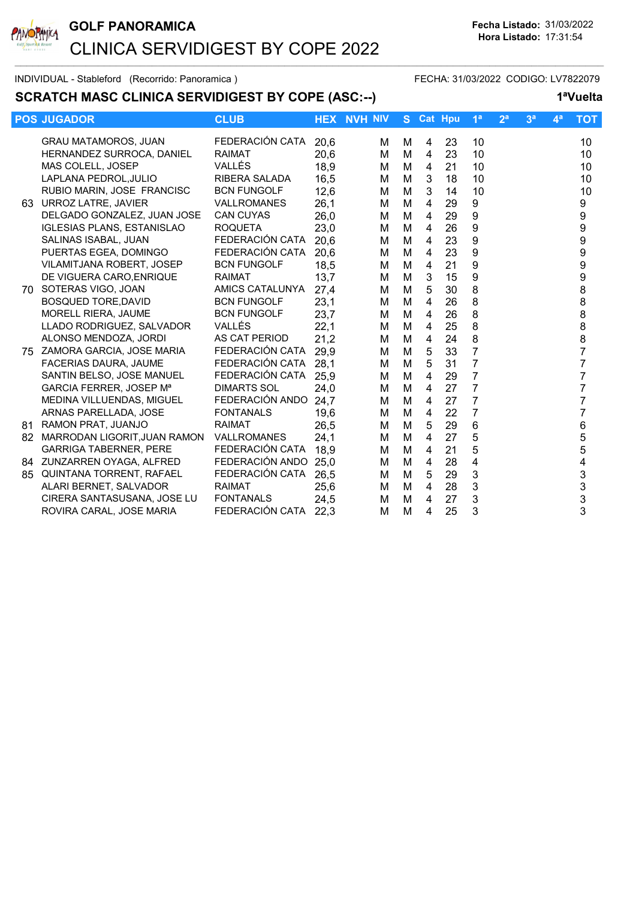# GOLF PANORAMICA

## CLINICA SERVIDIGEST BY COPE 2022

Fecha Listado: 31/03/2022
Hora Listado: 17:31:54

INDIVIDUAL - Stableford (Recorrido: Panoramica ) FECHA: 31/03/2022 CODIGO: LV7822079

### SCRATCH MASC CLINICA SERVIDIGEST BY COPE (ASC:--) 1ªVuelta

| POS | JUGADOR | CLUB | HEX | NVH | NIV | S | Cat | Hpu | 1ª | 2ª | 3ª | 4ª | TOT |
|---|---|---|---|---|---|---|---|---|---|---|---|---|---|
| | GRAU MATAMOROS, JUAN | FEDERACIÓN CATA | 20,6 | | M | M | 4 | 23 | 10 | | | | 10 |
| | HERNANDEZ SURROCA, DANIEL | RAIMAT | 20,6 | | M | M | 4 | 23 | 10 | | | | 10 |
| | MAS COLELL, JOSEP | VALLÉS | 18,9 | | M | M | 4 | 21 | 10 | | | | 10 |
| | LAPLANA PEDROL,JULIO | RIBERA SALADA | 16,5 | | M | M | 3 | 18 | 10 | | | | 10 |
| | RUBIO MARIN, JOSE FRANCISC | BCN FUNGOLF | 12,6 | | M | M | 3 | 14 | 10 | | | | 10 |
| 63 | URROZ LATRE, JAVIER | VALLROMANES | 26,1 | | M | M | 4 | 29 | 9 | | | | 9 |
| | DELGADO GONZALEZ, JUAN JOSE | CAN CUYAS | 26,0 | | M | M | 4 | 29 | 9 | | | | 9 |
| | IGLESIAS PLANS, ESTANISLAO | ROQUETA | 23,0 | | M | M | 4 | 26 | 9 | | | | 9 |
| | SALINAS ISABAL, JUAN | FEDERACIÓN CATA | 20,6 | | M | M | 4 | 23 | 9 | | | | 9 |
| | PUERTAS EGEA, DOMINGO | FEDERACIÓN CATA | 20,6 | | M | M | 4 | 23 | 9 | | | | 9 |
| | VILAMITJANA ROBERT, JOSEP | BCN FUNGOLF | 18,5 | | M | M | 4 | 21 | 9 | | | | 9 |
| | DE VIGUERA CARO,ENRIQUE | RAIMAT | 13,7 | | M | M | 3 | 15 | 9 | | | | 9 |
| 70 | SOTERAS VIGO, JOAN | AMICS CATALUNYA | 27,4 | | M | M | 5 | 30 | 8 | | | | 8 |
| | BOSQUED TORE,DAVID | BCN FUNGOLF | 23,1 | | M | M | 4 | 26 | 8 | | | | 8 |
| | MORELL RIERA, JAUME | BCN FUNGOLF | 23,7 | | M | M | 4 | 26 | 8 | | | | 8 |
| | LLADO RODRIGUEZ, SALVADOR | VALLÉS | 22,1 | | M | M | 4 | 25 | 8 | | | | 8 |
| | ALONSO MENDOZA, JORDI | AS CAT PERIOD | 21,2 | | M | M | 4 | 24 | 8 | | | | 8 |
| 75 | ZAMORA GARCIA, JOSE MARIA | FEDERACIÓN CATA | 29,9 | | M | M | 5 | 33 | 7 | | | | 7 |
| | FACERIAS DAURA, JAUME | FEDERACIÓN CATA | 28,1 | | M | M | 5 | 31 | 7 | | | | 7 |
| | SANTIN BELSO, JOSE MANUEL | FEDERACIÓN CATA | 25,9 | | M | M | 4 | 29 | 7 | | | | 7 |
| | GARCIA FERRER, JOSEP Mª | DIMARTS SOL | 24,0 | | M | M | 4 | 27 | 7 | | | | 7 |
| | MEDINA VILLUENDAS, MIGUEL | FEDERACIÓN ANDO | 24,7 | | M | M | 4 | 27 | 7 | | | | 7 |
| | ARNAS PARELLADA, JOSE | FONTANALS | 19,6 | | M | M | 4 | 22 | 7 | | | | 7 |
| 81 | RAMON PRAT, JUANJO | RAIMAT | 26,5 | | M | M | 5 | 29 | 6 | | | | 6 |
| 82 | MARRODAN LIGORIT,JUAN RAMON | VALLROMANES | 24,1 | | M | M | 4 | 27 | 5 | | | | 5 |
| | GARRIGA TABERNER, PERE | FEDERACIÓN CATA | 18,9 | | M | M | 4 | 21 | 5 | | | | 5 |
| 84 | ZUNZARREN OYAGA, ALFRED | FEDERACIÓN ANDO | 25,0 | | M | M | 4 | 28 | 4 | | | | 4 |
| 85 | QUINTANA TORRENT, RAFAEL | FEDERACIÓN CATA | 26,5 | | M | M | 5 | 29 | 3 | | | | 3 |
| | ALARI BERNET, SALVADOR | RAIMAT | 25,6 | | M | M | 4 | 28 | 3 | | | | 3 |
| | CIRERA SANTASUSANA, JOSE LU | FONTANALS | 24,5 | | M | M | 4 | 27 | 3 | | | | 3 |
| | ROVIRA CARAL, JOSE MARIA | FEDERACIÓN CATA | 22,3 | | M | M | 4 | 25 | 3 | | | | 3 |